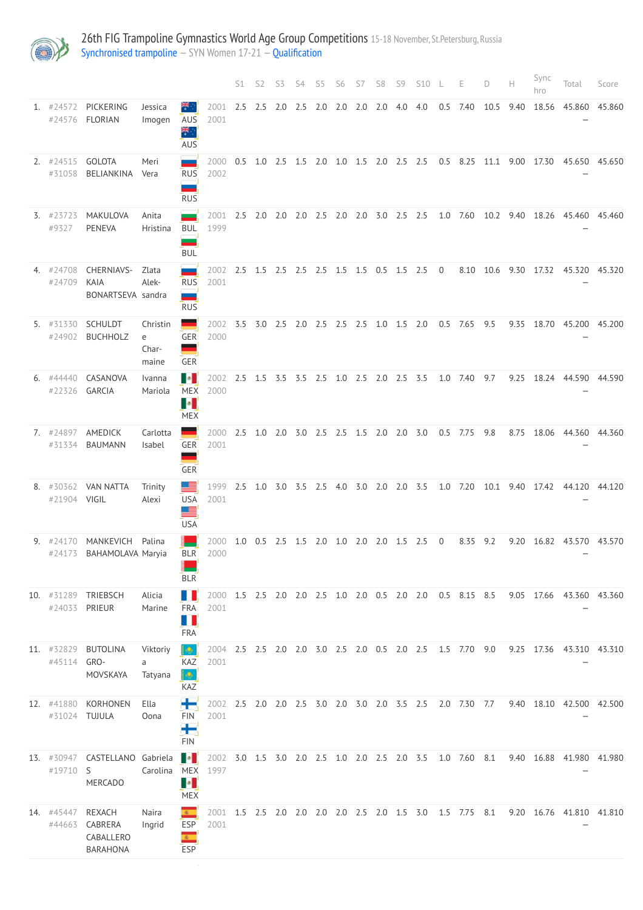# 26th FIG Trampoline Gymnastics World Age Group Competitions 15-18 November, St.Petersburg, Russia

Synchronised trampoline – SYN Women 17-21 – Qualification

| | | | | | | S1 | S2 | S3 | S4 | S5 | S6 | S7 | S8 | S9 | S10 | L | E | D | H | Sync hro | Total | Score |
|---|---|---|---|---|---|---|---|---|---|---|---|---|---|---|---|---|---|---|---|---|---|---|
| 1. | #24572<br>#24576 | PICKERING<br>FLORIAN | Jessica<br>Imogen | AUS<br>AUS | 2001<br>2001 | 2.5 | 2.5 | 2.0 | 2.5 | 2.0 | 2.0 | 2.0 | 2.0 | 4.0 | 4.0 | 0.5 | 7.40 | 10.5 | 9.40 | 18.56 | 45.860<br>– | 45.860 |
| 2. | #24515<br>#31058 | GOLOTA<br>BELIANKINA | Meri<br>Vera | RUS<br>RUS | 2000<br>2002 | 0.5 | 1.0 | 2.5 | 1.5 | 2.0 | 1.0 | 1.5 | 2.0 | 2.5 | 2.5 | 0.5 | 8.25 | 11.1 | 9.00 | 17.30 | 45.650<br>– | 45.650 |
| 3. | #23723<br>#9327 | MAKULOVA<br>PENEVA | Anita<br>Hristina | BUL<br>BUL | 2001<br>1999 | 2.5 | 2.0 | 2.0 | 2.0 | 2.5 | 2.0 | 2.0 | 3.0 | 2.5 | 2.5 | 1.0 | 7.60 | 10.2 | 9.40 | 18.26 | 45.460<br>– | 45.460 |
| 4. | #24708<br>#24709 | CHERNIAVS-KAIA<br>BONARTSEVA | Zlata<br>Alek-sandra | RUS<br>RUS | 2002<br>2001 | 2.5 | 1.5 | 2.5 | 2.5 | 2.5 | 1.5 | 1.5 | 0.5 | 1.5 | 2.5 | 0 | 8.10 | 10.6 | 9.30 | 17.32 | 45.320<br>– | 45.320 |
| 5. | #31330<br>#24902 | SCHULDT<br>BUCHHOLZ | Christine<br>Char-maine | GER<br>GER | 2002<br>2000 | 3.5 | 3.0 | 2.5 | 2.0 | 2.5 | 2.5 | 2.5 | 1.0 | 1.5 | 2.0 | 0.5 | 7.65 | 9.5 | 9.35 | 18.70 | 45.200<br>– | 45.200 |
| 6. | #44440<br>#22326 | CASANOVA<br>GARCIA | Ivanna<br>Mariola | MEX<br>MEX | 2002<br>2000 | 2.5 | 1.5 | 3.5 | 3.5 | 2.5 | 1.0 | 2.5 | 2.0 | 2.5 | 3.5 | 1.0 | 7.40 | 9.7 | 9.25 | 18.24 | 44.590<br>– | 44.590 |
| 7. | #24897<br>#31334 | AMEDICK<br>BAUMANN | Carlotta<br>Isabel | GER<br>GER | 2000<br>2001 | 2.5 | 1.0 | 2.0 | 3.0 | 2.5 | 2.5 | 1.5 | 2.0 | 2.0 | 3.0 | 0.5 | 7.75 | 9.8 | 8.75 | 18.06 | 44.360<br>– | 44.360 |
| 8. | #30362<br>#21904 | VAN NATTA<br>VIGIL | Trinity<br>Alexi | USA<br>USA | 1999<br>2001 | 2.5 | 1.0 | 3.0 | 3.5 | 2.5 | 4.0 | 3.0 | 2.0 | 2.0 | 3.5 | 1.0 | 7.20 | 10.1 | 9.40 | 17.42 | 44.120<br>– | 44.120 |
| 9. | #24170<br>#24173 | MANKEVICH<br>BAHAMOLAVA | Palina<br>Maryia | BLR<br>BLR | 2000<br>2000 | 1.0 | 0.5 | 2.5 | 1.5 | 2.0 | 1.0 | 2.0 | 2.0 | 1.5 | 2.5 | 0 | 8.35 | 9.2 | 9.20 | 16.82 | 43.570<br>– | 43.570 |
| 10. | #31289<br>#24033 | TRIEBSCH<br>PRIEUR | Alicia<br>Marine | FRA<br>FRA | 2000<br>2001 | 1.5 | 2.5 | 2.0 | 2.0 | 2.5 | 1.0 | 2.0 | 0.5 | 2.0 | 2.0 | 0.5 | 8.15 | 8.5 | 9.05 | 17.66 | 43.360<br>– | 43.360 |
| 11. | #32829<br>#45114 | BUTOLINA<br>GRO-MOVSKAYA | Viktoriya<br>Tatyana | KAZ<br>KAZ | 2004<br>2001 | 2.5 | 2.5 | 2.0 | 2.0 | 3.0 | 2.5 | 2.0 | 0.5 | 2.0 | 2.5 | 1.5 | 7.70 | 9.0 | 9.25 | 17.36 | 43.310<br>– | 43.310 |
| 12. | #41880<br>#31024 | KORHONEN<br>TUJULA | Ella<br>Oona | FIN<br>FIN | 2002<br>2001 | 2.5 | 2.0 | 2.0 | 2.5 | 3.0 | 2.0 | 3.0 | 2.0 | 3.5 | 2.5 | 2.0 | 7.30 | 7.7 | 9.40 | 18.10 | 42.500<br>– | 42.500 |
| 13. | #30947<br>#19710 | CASTELLANOS<br>MERCADO | Gabriela<br>Carolina | MEX<br>MEX | 2002<br>1997 | 3.0 | 1.5 | 3.0 | 2.0 | 2.5 | 1.0 | 2.0 | 2.5 | 2.0 | 3.5 | 1.0 | 7.60 | 8.1 | 9.40 | 16.88 | 41.980<br>– | 41.980 |
| 14. | #45447<br>#44663 | REXACH<br>CABRERA CABALLERO BARAHONA | Naira<br>Ingrid | ESP<br>ESP | 2001<br>2001 | 1.5 | 2.5 | 2.0 | 2.0 | 2.0 | 2.0 | 2.5 | 2.0 | 1.5 | 3.0 | 1.5 | 7.75 | 8.1 | 9.20 | 16.76 | 41.810<br>– | 41.810 |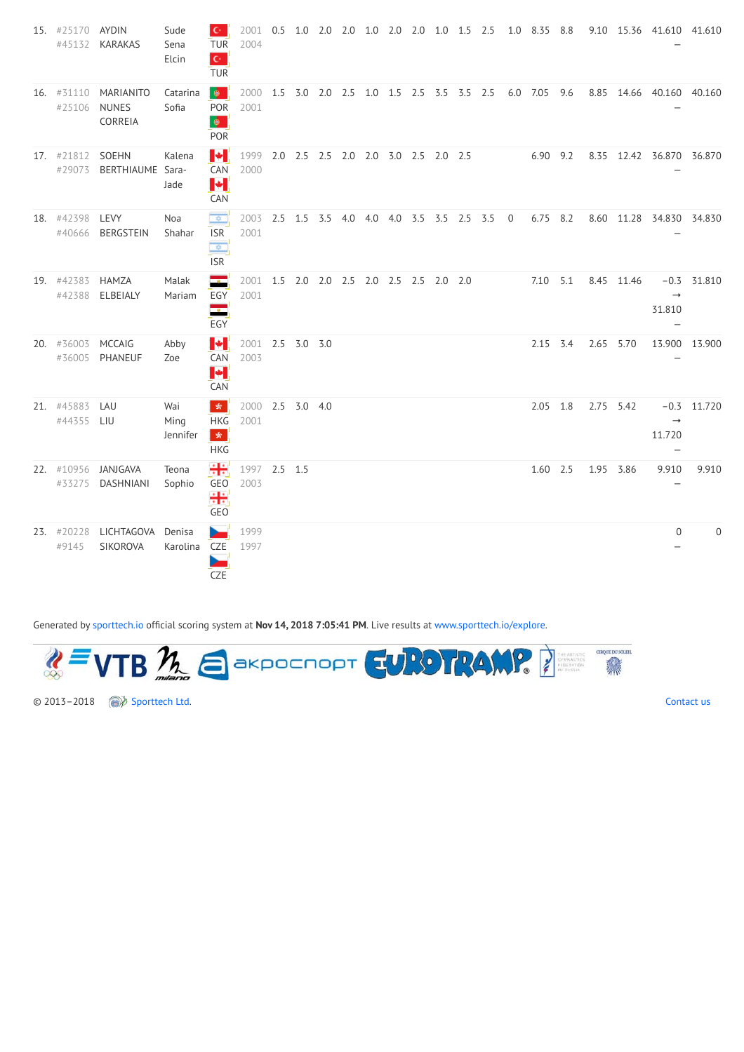| | | | | | | | | | | | | | | | | | | | | | | |
|---|---|---|---|---|---|---|---|---|---|---|---|---|---|---|---|---|---|---|---|---|---|---|
| 15. | #25170 #45132 | AYDIN KARAKAS | Sude Sena Elcin | TUR TUR | 2001 2004 | 0.5 | 1.0 | 2.0 | 2.0 | 1.0 | 2.0 | 2.0 | 1.0 | 1.5 | 2.5 | 1.0 | 8.35 | 8.8 | 9.10 | 15.36 | 41.610 – | 41.610 |
| 16. | #31110 #25106 | MARIANITO NUNES CORREIA | Catarina Sofia | POR POR | 2000 2001 | 1.5 | 3.0 | 2.0 | 2.5 | 1.0 | 1.5 | 2.5 | 3.5 | 3.5 | 2.5 | 6.0 | 7.05 | 9.6 | 8.85 | 14.66 | 40.160 – | 40.160 |
| 17. | #21812 #29073 | SOEHN BERTHIAUME | Kalena Sara-Jade | CAN CAN | 1999 2000 | 2.0 | 2.5 | 2.5 | 2.0 | 2.0 | 3.0 | 2.5 | 2.0 | 2.5 | | | 6.90 | 9.2 | 8.35 | 12.42 | 36.870 – | 36.870 |
| 18. | #42398 #40666 | LEVY BERGSTEIN | Noa Shahar | ISR ISR | 2003 2001 | 2.5 | 1.5 | 3.5 | 4.0 | 4.0 | 4.0 | 3.5 | 3.5 | 2.5 | 3.5 | 0 | 6.75 | 8.2 | 8.60 | 11.28 | 34.830 – | 34.830 |
| 19. | #42383 #42388 | HAMZA ELBEIALY | Malak Mariam | EGY EGY | 2001 2001 | 1.5 | 2.0 | 2.0 | 2.5 | 2.0 | 2.5 | 2.5 | 2.0 | 2.0 | | | 7.10 | 5.1 | 8.45 | 11.46 | −0.3 → 31.810 – | 31.810 |
| 20. | #36003 #36005 | MCCAIG PHANEUF | Abby Zoe | CAN CAN | 2001 2003 | 2.5 | 3.0 | 3.0 | | | | | | | | | 2.15 | 3.4 | 2.65 | 5.70 | 13.900 – | 13.900 |
| 21. | #45883 #44355 | LAU LIU | Wai Ming Jennifer | HKG HKG | 2000 2001 | 2.5 | 3.0 | 4.0 | | | | | | | | | 2.05 | 1.8 | 2.75 | 5.42 | −0.3 → 11.720 – | 11.720 |
| 22. | #10956 #33275 | JANJGAVA DASHNIANI | Teona Sophio | GEO GEO | 1997 2003 | 2.5 | 1.5 | | | | | | | | | | 1.60 | 2.5 | 1.95 | 3.86 | 9.910 – | 9.910 |
| 23. | #20228 #9145 | LICHTAGOVA SIKOROVA | Denisa Karolina | CZE CZE | 1999 1997 | | | | | | | | | | | | | | | | 0 – | 0 |

Generated by sporttech.io official scoring system at **Nov 14, 2018 7:05:41 PM**. Live results at www.sporttech.io/explore.

© 2013–2018 Sporttech Ltd.

Contact us